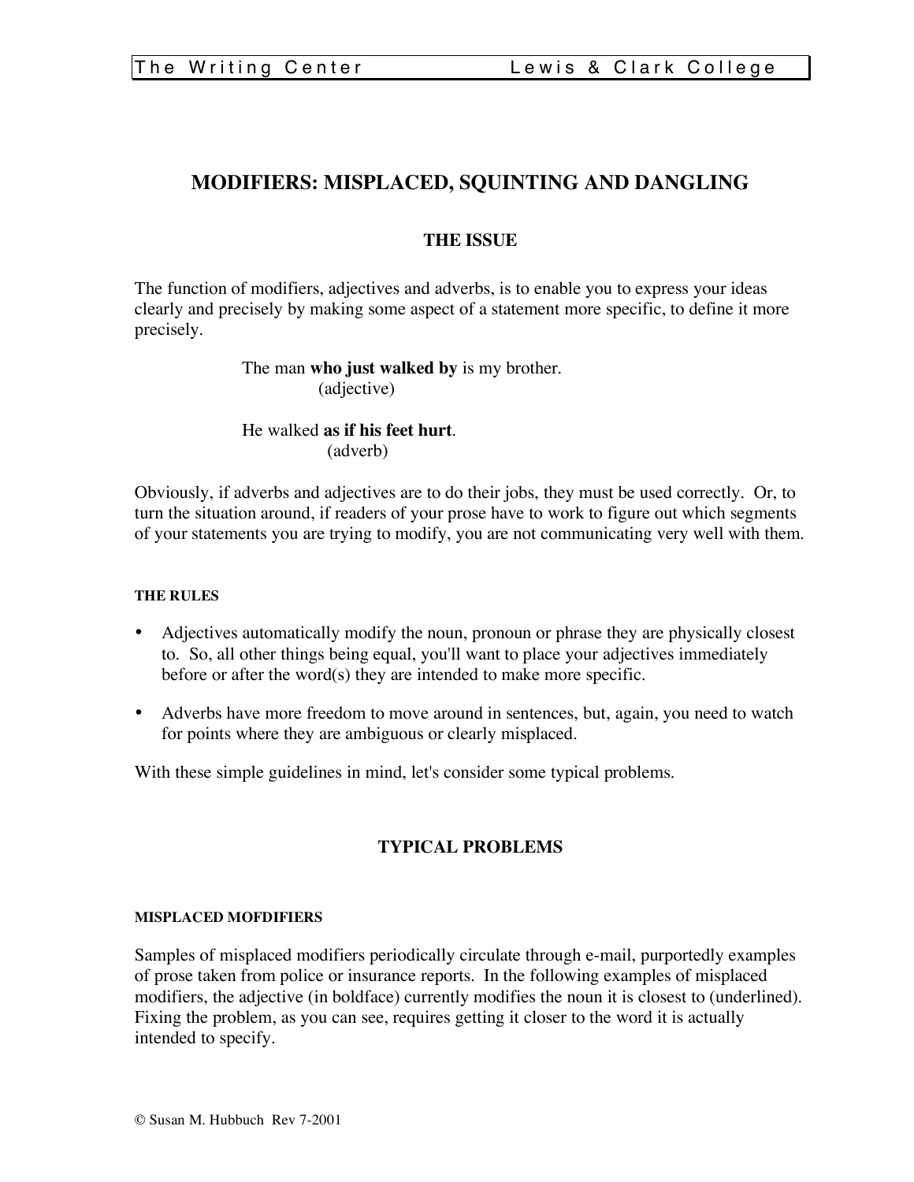# MODIFIERS: MISPLACED, SQUINTING AND DANGLING

## THE ISSUE

The function of modifiers, adjectives and adverbs, is to enable you to express your ideas clearly and precisely by making some aspect of a statement more specific, to define it more precisely.

> The man **who just walked by** is my brother.
> (adjective)
>
> He walked **as if his feet hurt**.
> (adverb)

Obviously, if adverbs and adjectives are to do their jobs, they must be used correctly. Or, to turn the situation around, if readers of your prose have to work to figure out which segments of your statements you are trying to modify, you are not communicating very well with them.

### THE RULES

- Adjectives automatically modify the noun, pronoun or phrase they are physically closest to. So, all other things being equal, you'll want to place your adjectives immediately before or after the word(s) they are intended to make more specific.
- Adverbs have more freedom to move around in sentences, but, again, you need to watch for points where they are ambiguous or clearly misplaced.

With these simple guidelines in mind, let's consider some typical problems.

## TYPICAL PROBLEMS

### MISPLACED MOFDIFIERS

Samples of misplaced modifiers periodically circulate through e-mail, purportedly examples of prose taken from police or insurance reports. In the following examples of misplaced modifiers, the adjective (in boldface) currently modifies the noun it is closest to (underlined). Fixing the problem, as you can see, requires getting it closer to the word it is actually intended to specify.

© Susan M. Hubbuch Rev 7-2001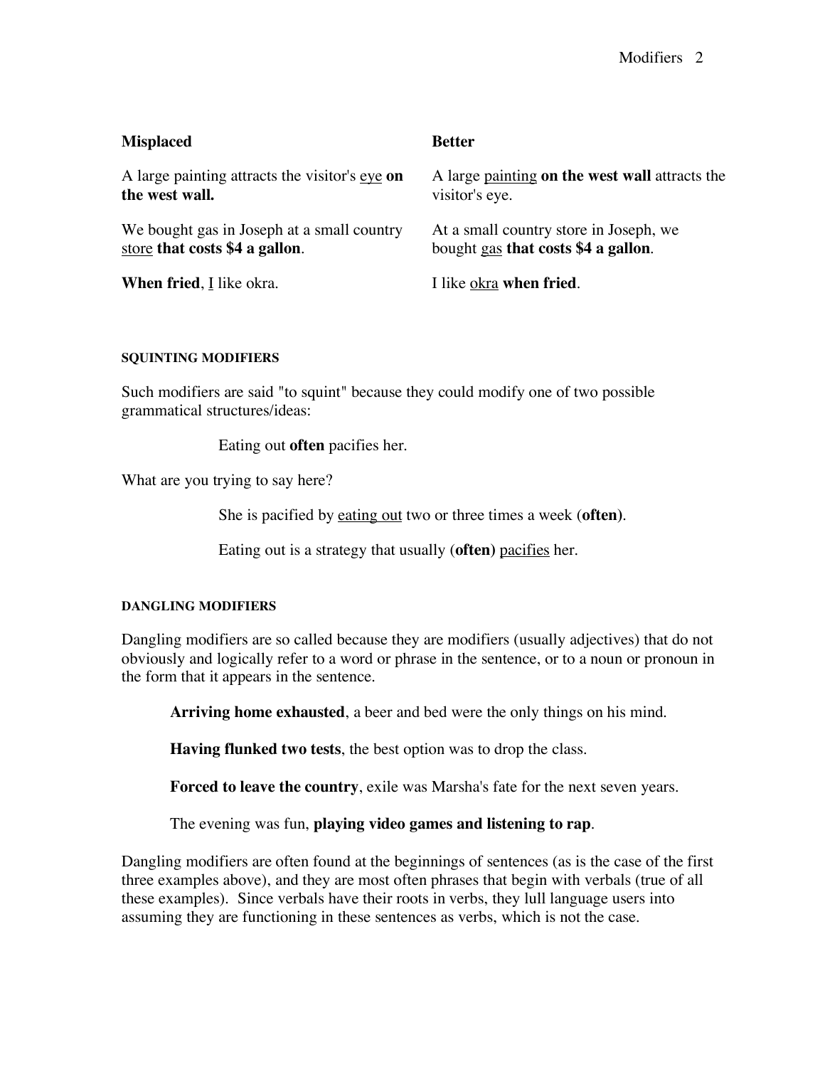| **Misplaced** | **Better** |
|---|---|
| A large painting attracts the visitor's <u>eye</u> **on the west wall.** | A large <u>painting</u> **on the west wall** attracts the visitor's eye. |
| We bought gas in Joseph at a small country <u>store</u> **that costs $4 a gallon**. | At a small country store in Joseph, we bought <u>gas</u> **that costs $4 a gallon**. |
| **When fried**, <u>I</u> like okra. | I like <u>okra</u> **when fried**. |

#### SQUINTING MODIFIERS

Such modifiers are said "to squint" because they could modify one of two possible grammatical structures/ideas:

> Eating out **often** pacifies her.

What are you trying to say here?

> She is pacified by <u>eating out</u> two or three times a week (**often)**.
>
> Eating out is a strategy that usually (**often)** <u>pacifies</u> her.

#### DANGLING MODIFIERS

Dangling modifiers are so called because they are modifiers (usually adjectives) that do not obviously and logically refer to a word or phrase in the sentence, or to a noun or pronoun in the form that it appears in the sentence.

> **Arriving home exhausted**, a beer and bed were the only things on his mind.
>
> **Having flunked two tests**, the best option was to drop the class.
>
> **Forced to leave the country**, exile was Marsha's fate for the next seven years.
>
> The evening was fun, **playing video games and listening to rap**.

Dangling modifiers are often found at the beginnings of sentences (as is the case of the first three examples above), and they are most often phrases that begin with verbals (true of all these examples). Since verbals have their roots in verbs, they lull language users into assuming they are functioning in these sentences as verbs, which is not the case.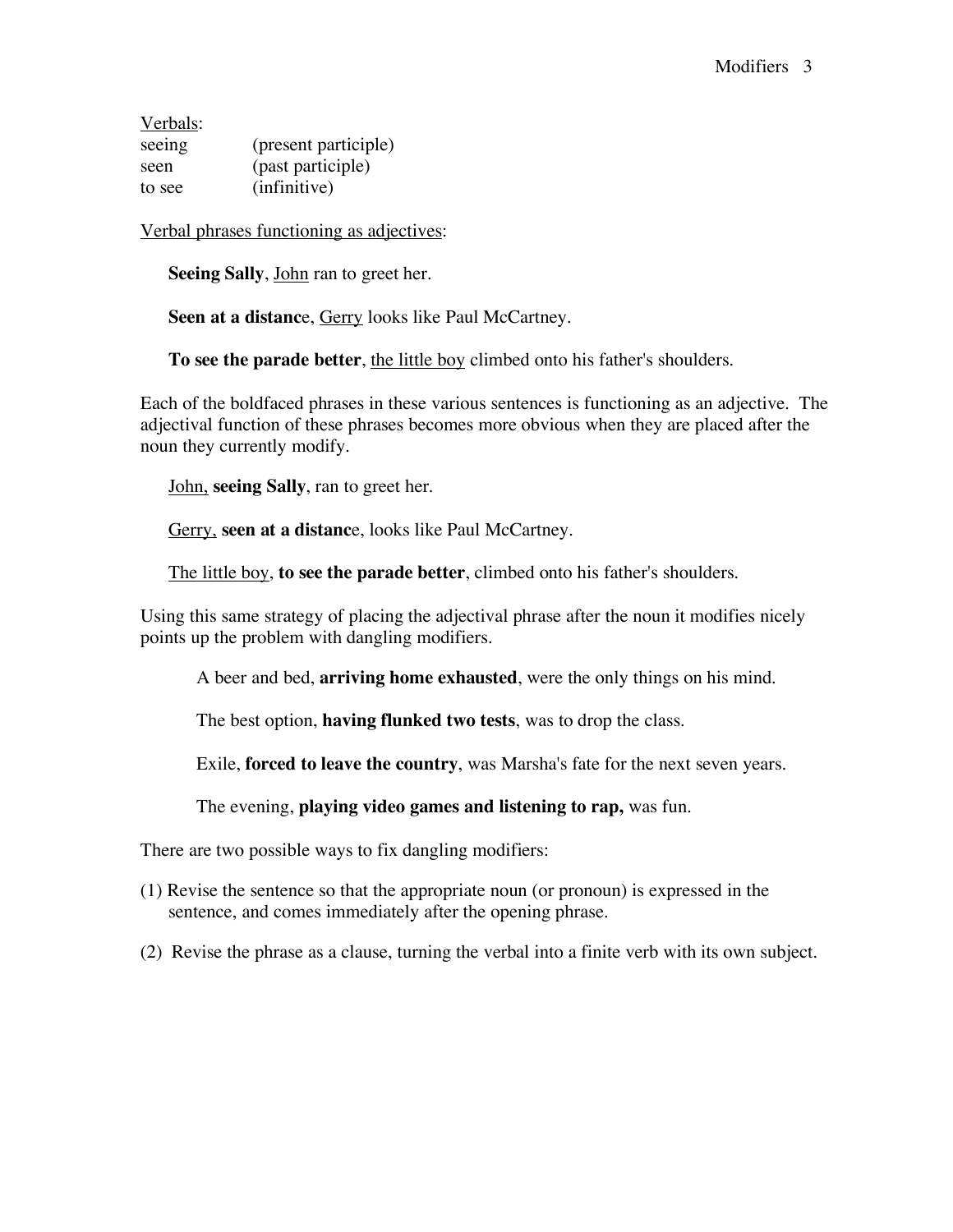Verbals:

| | |
|---|---|
| seeing | (present participle) |
| seen | (past participle) |
| to see | (infinitive) |

Verbal phrases functioning as adjectives:

**Seeing Sally**, John ran to greet her.

**Seen at a distanc**e, Gerry looks like Paul McCartney.

**To see the parade better**, the little boy climbed onto his father's shoulders.

Each of the boldfaced phrases in these various sentences is functioning as an adjective. The adjectival function of these phrases becomes more obvious when they are placed after the noun they currently modify.

John, **seeing Sally**, ran to greet her.

Gerry, **seen at a distanc**e, looks like Paul McCartney.

The little boy, **to see the parade better**, climbed onto his father's shoulders.

Using this same strategy of placing the adjectival phrase after the noun it modifies nicely points up the problem with dangling modifiers.

A beer and bed, **arriving home exhausted**, were the only things on his mind.

The best option, **having flunked two tests**, was to drop the class.

Exile, **forced to leave the country**, was Marsha's fate for the next seven years.

The evening, **playing video games and listening to rap,** was fun.

There are two possible ways to fix dangling modifiers:

(1) Revise the sentence so that the appropriate noun (or pronoun) is expressed in the sentence, and comes immediately after the opening phrase.

(2) Revise the phrase as a clause, turning the verbal into a finite verb with its own subject.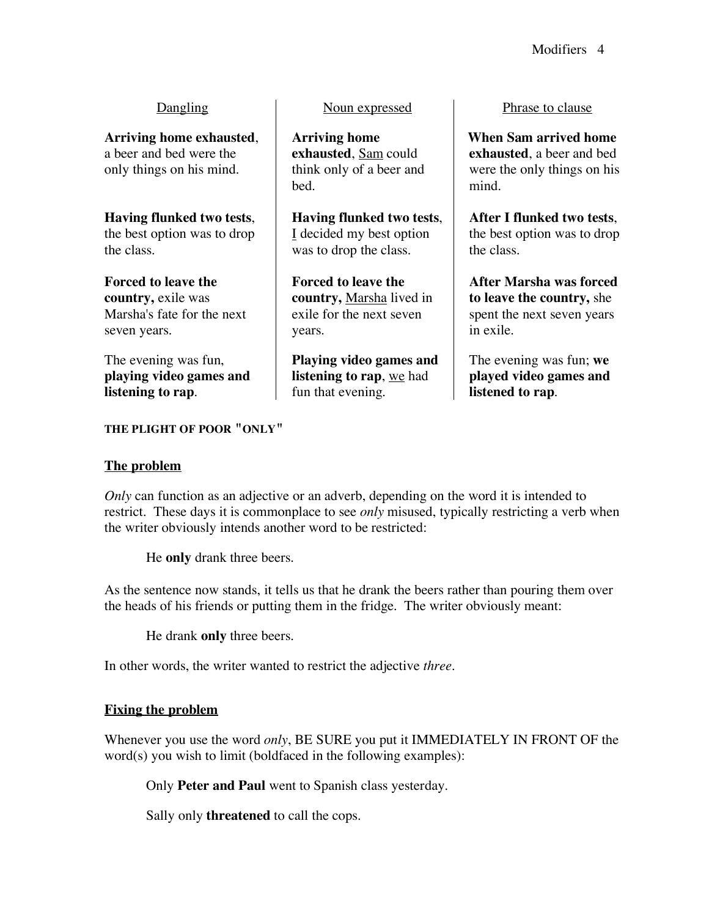| Dangling | Noun expressed | Phrase to clause |
|---|---|---|
| **Arriving home exhausted**, a beer and bed were the only things on his mind. | **Arriving home exhausted**, <u>Sam</u> could think only of a beer and bed. | **When Sam arrived home exhausted**, a beer and bed were the only things on his mind. |
| **Having flunked two tests**, the best option was to drop the class. | **Having flunked two tests**, <u>I</u> decided my best option was to drop the class. | **After I flunked two tests**, the best option was to drop the class. |
| **Forced to leave the country,** exile was Marsha's fate for the next seven years. | **Forced to leave the country,** <u>Marsha</u> lived in exile for the next seven years. | **After Marsha was forced to leave the country,** she spent the next seven years in exile. |
| The evening was fun, **playing video games and listening to rap**. | **Playing video games and listening to rap**, <u>we</u> had fun that evening. | The evening was fun; **we played video games and listened to rap**. |

#### THE PLIGHT OF POOR "ONLY"

### The problem

*Only* can function as an adjective or an adverb, depending on the word it is intended to restrict. These days it is commonplace to see *only* misused, typically restricting a verb when the writer obviously intends another word to be restricted:

> He **only** drank three beers.

As the sentence now stands, it tells us that he drank the beers rather than pouring them over the heads of his friends or putting them in the fridge. The writer obviously meant:

> He drank **only** three beers.

In other words, the writer wanted to restrict the adjective *three*.

### Fixing the problem

Whenever you use the word *only*, BE SURE you put it IMMEDIATELY IN FRONT OF the word(s) you wish to limit (boldfaced in the following examples):

> Only **Peter and Paul** went to Spanish class yesterday.

> Sally only **threatened** to call the cops.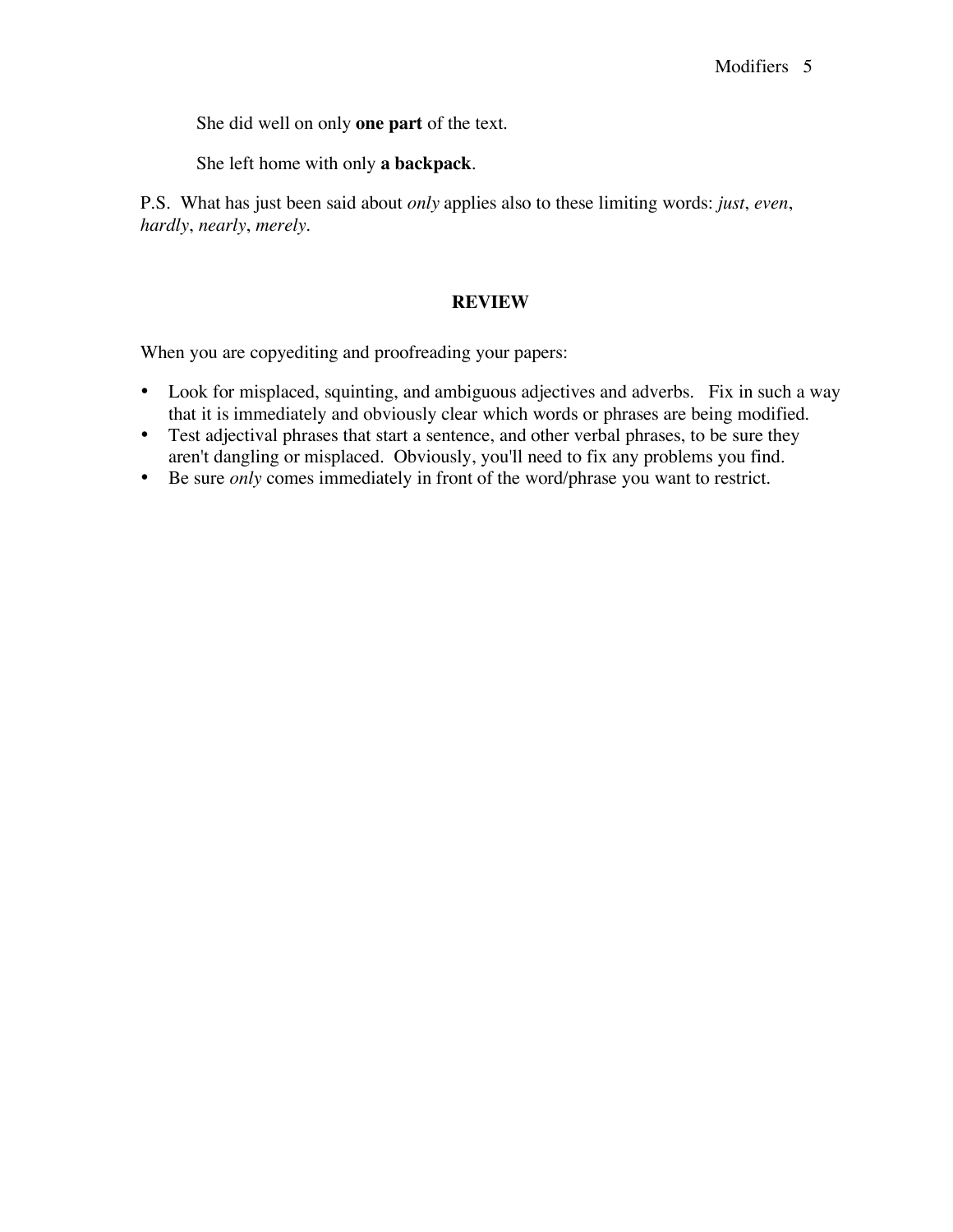She did well on only **one part** of the text.

She left home with only **a backpack**.

P.S. What has just been said about *only* applies also to these limiting words: *just*, *even*, *hardly*, *nearly*, *merely*.

## REVIEW

When you are copyediting and proofreading your papers:

- Look for misplaced, squinting, and ambiguous adjectives and adverbs. Fix in such a way that it is immediately and obviously clear which words or phrases are being modified.
- Test adjectival phrases that start a sentence, and other verbal phrases, to be sure they aren't dangling or misplaced. Obviously, you'll need to fix any problems you find.
- Be sure *only* comes immediately in front of the word/phrase you want to restrict.